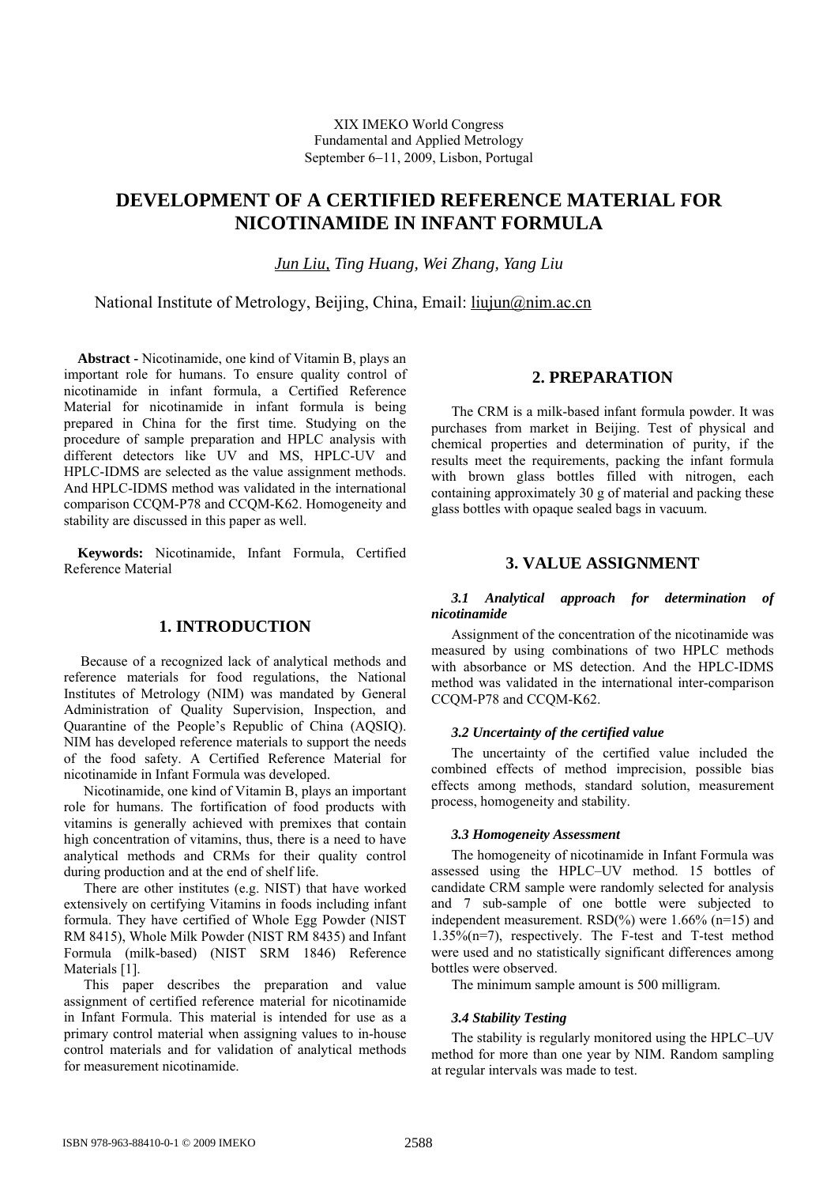XIX IMEKO World Congress
Fundamental and Applied Metrology
September 6−11, 2009, Lisbon, Portugal

# DEVELOPMENT OF A CERTIFIED REFERENCE MATERIAL FOR NICOTINAMIDE IN INFANT FORMULA

*Jun Liu, Ting Huang, Wei Zhang, Yang Liu*

National Institute of Metrology, Beijing, China, Email: liujun@nim.ac.cn

**Abstract -** Nicotinamide, one kind of Vitamin B, plays an important role for humans. To ensure quality control of nicotinamide in infant formula, a Certified Reference Material for nicotinamide in infant formula is being prepared in China for the first time. Studying on the procedure of sample preparation and HPLC analysis with different detectors like UV and MS, HPLC-UV and HPLC-IDMS are selected as the value assignment methods. And HPLC-IDMS method was validated in the international comparison CCQM-P78 and CCQM-K62. Homogeneity and stability are discussed in this paper as well.

**Keywords:** Nicotinamide, Infant Formula, Certified Reference Material

## 1. INTRODUCTION

Because of a recognized lack of analytical methods and reference materials for food regulations, the National Institutes of Metrology (NIM) was mandated by General Administration of Quality Supervision, Inspection, and Quarantine of the People's Republic of China (AQSIQ). NIM has developed reference materials to support the needs of the food safety. A Certified Reference Material for nicotinamide in Infant Formula was developed.

Nicotinamide, one kind of Vitamin B, plays an important role for humans. The fortification of food products with vitamins is generally achieved with premixes that contain high concentration of vitamins, thus, there is a need to have analytical methods and CRMs for their quality control during production and at the end of shelf life.

There are other institutes (e.g. NIST) that have worked extensively on certifying Vitamins in foods including infant formula. They have certified of Whole Egg Powder (NIST RM 8415), Whole Milk Powder (NIST RM 8435) and Infant Formula (milk-based) (NIST SRM 1846) Reference Materials [1].

This paper describes the preparation and value assignment of certified reference material for nicotinamide in Infant Formula. This material is intended for use as a primary control material when assigning values to in-house control materials and for validation of analytical methods for measurement nicotinamide.

## 2. PREPARATION

The CRM is a milk-based infant formula powder. It was purchases from market in Beijing. Test of physical and chemical properties and determination of purity, if the results meet the requirements, packing the infant formula with brown glass bottles filled with nitrogen, each containing approximately 30 g of material and packing these glass bottles with opaque sealed bags in vacuum.

## 3. VALUE ASSIGNMENT

### *3.1 Analytical approach for determination of nicotinamide*

Assignment of the concentration of the nicotinamide was measured by using combinations of two HPLC methods with absorbance or MS detection. And the HPLC-IDMS method was validated in the international inter-comparison CCQM-P78 and CCQM-K62.

### *3.2 Uncertainty of the certified value*

The uncertainty of the certified value included the combined effects of method imprecision, possible bias effects among methods, standard solution, measurement process, homogeneity and stability.

### *3.3 Homogeneity Assessment*

The homogeneity of nicotinamide in Infant Formula was assessed using the HPLC–UV method. 15 bottles of candidate CRM sample were randomly selected for analysis and 7 sub-sample of one bottle were subjected to independent measurement. RSD(%) were 1.66% (n=15) and 1.35%(n=7), respectively. The F-test and T-test method were used and no statistically significant differences among bottles were observed.

The minimum sample amount is 500 milligram.

### *3.4 Stability Testing*

The stability is regularly monitored using the HPLC–UV method for more than one year by NIM. Random sampling at regular intervals was made to test.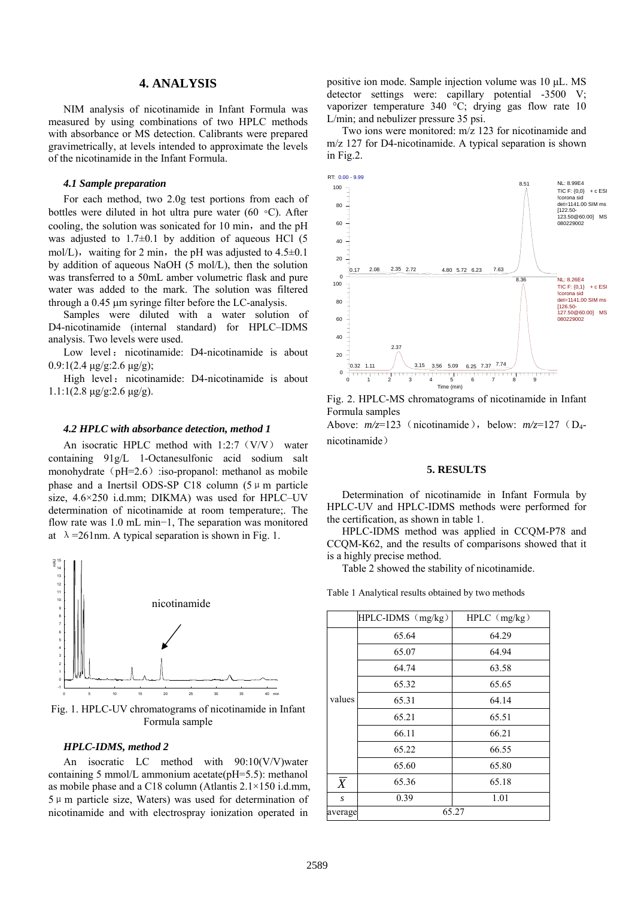## 4. ANALYSIS

NIM analysis of nicotinamide in Infant Formula was measured by using combinations of two HPLC methods with absorbance or MS detection. Calibrants were prepared gravimetrically, at levels intended to approximate the levels of the nicotinamide in the Infant Formula.

### *4.1 Sample preparation*

For each method, two 2.0g test portions from each of bottles were diluted in hot ultra pure water (60 ◦C). After cooling, the solution was sonicated for 10 min，and the pH was adjusted to 1.7±0.1 by addition of aqueous HCl (5 mol/L)，waiting for 2 min，the pH was adjusted to 4.5±0.1 by addition of aqueous NaOH (5 mol/L), then the solution was transferred to a 50mL amber volumetric flask and pure water was added to the mark. The solution was filtered through a 0.45 μm syringe filter before the LC-analysis.

Samples were diluted with a water solution of D4-nicotinamide (internal standard) for HPLC–IDMS analysis. Two levels were used.

Low level：nicotinamide: D4-nicotinamide is about 0.9:1(2.4 μg/g:2.6 μg/g);

High level：nicotinamide: D4-nicotinamide is about 1.1:1(2.8 μg/g:2.6 μg/g).

### *4.2 HPLC with absorbance detection, method 1*

An isocratic HPLC method with 1:2:7（V/V） water containing 91g/L 1-Octanesulfonic acid sodium salt monohydrate（pH=2.6）:iso-propanol: methanol as mobile phase and a Inertsil ODS-SP C18 column (5μm particle size, 4.6×250 i.d.mm; DIKMA) was used for HPLC–UV determination of nicotinamide at room temperature;. The flow rate was 1.0 mL min−1, The separation was monitored at λ=261nm. A typical separation is shown in Fig. 1.

Fig. 1. HPLC-UV chromatograms of nicotinamide in Infant Formula sample

### *HPLC-IDMS, method 2*

An isocratic LC method with 90:10(V/V)water containing 5 mmol/L ammonium acetate(pH=5.5): methanol as mobile phase and a C18 column (Atlantis 2.1×150 i.d.mm, 5μm particle size, Waters) was used for determination of nicotinamide and with electrospray ionization operated in positive ion mode. Sample injection volume was 10 μL. MS detector settings were: capillary potential -3500 V; vaporizer temperature 340 °C; drying gas flow rate 10 L/min; and nebulizer pressure 35 psi.

Two ions were monitored: m/z 123 for nicotinamide and m/z 127 for D4-nicotinamide. A typical separation is shown in Fig.2.

Fig. 2. HPLC-MS chromatograms of nicotinamide in Infant Formula samples

Above: *m/z*=123（nicotinamide），below: *m/z*=127（$D_4$-nicotinamide）

## 5. RESULTS

Determination of nicotinamide in Infant Formula by HPLC-UV and HPLC-IDMS methods were performed for the certification, as shown in table 1.

HPLC-IDMS method was applied in CCQM-P78 and CCQM-K62, and the results of comparisons showed that it is a highly precise method.

Table 2 showed the stability of nicotinamide.

Table 1 Analytical results obtained by two methods

| | HPLC-IDMS（mg/kg） | HPLC（mg/kg） |
|---|---|---|
| values | 65.64 | 64.29 |
| | 65.07 | 64.94 |
| | 64.74 | 63.58 |
| | 65.32 | 65.65 |
| | 65.31 | 64.14 |
| | 65.21 | 65.51 |
| | 66.11 | 66.21 |
| | 65.22 | 66.55 |
| | 65.60 | 65.80 |
| $\overline{X}$ | 65.36 | 65.18 |
| $s$ | 0.39 | 1.01 |
| average | 65.27 | |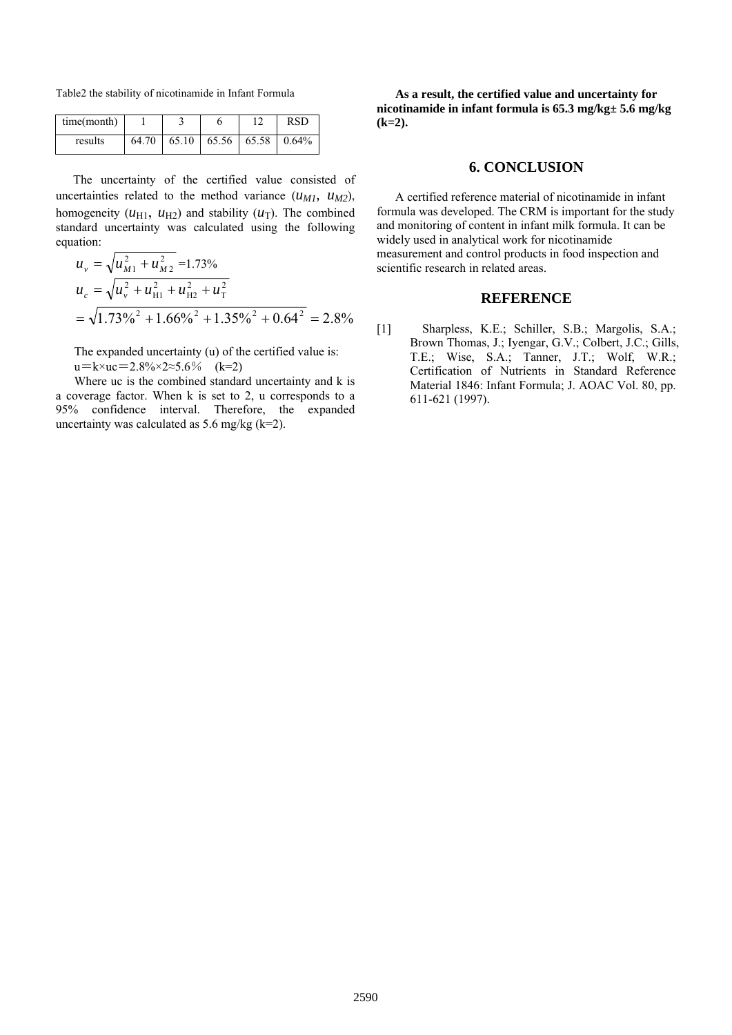Table2 the stability of nicotinamide in Infant Formula

| time(month) | 1 | 3 | 6 | 12 | RSD |
|---|---|---|---|---|---|
| results | 64.70 | 65.10 | 65.56 | 65.58 | 0.64% |

The uncertainty of the certified value consisted of uncertainties related to the method variance ($u_{M1}$, $u_{M2}$), homogeneity ($u_{H1}$, $u_{H2}$) and stability ($u_T$). The combined standard uncertainty was calculated using the following equation:

$$u_v = \sqrt{u_{M1}^2 + u_{M2}^2} = 1.73\%$$

$$u_c = \sqrt{u_v^2 + u_{H1}^2 + u_{H2}^2 + u_T^2}$$

$$= \sqrt{1.73\%^2 + 1.66\%^2 + 1.35\%^2 + 0.64^2} = 2.8\%$$

The expanded uncertainty (u) of the certified value is:
u＝k×uc＝2.8%×2≈5.6％ (k=2)

Where uc is the combined standard uncertainty and k is a coverage factor. When k is set to 2, u corresponds to a 95% confidence interval. Therefore, the expanded uncertainty was calculated as 5.6 mg/kg (k=2).

**As a result, the certified value and uncertainty for nicotinamide in infant formula is 65.3 mg/kg± 5.6 mg/kg (k=2).**

## 6. CONCLUSION

A certified reference material of nicotinamide in infant formula was developed. The CRM is important for the study and monitoring of content in infant milk formula. It can be widely used in analytical work for nicotinamide measurement and control products in food inspection and scientific research in related areas.

## REFERENCE

[1] Sharpless, K.E.; Schiller, S.B.; Margolis, S.A.; Brown Thomas, J.; Iyengar, G.V.; Colbert, J.C.; Gills, T.E.; Wise, S.A.; Tanner, J.T.; Wolf, W.R.; Certification of Nutrients in Standard Reference Material 1846: Infant Formula; J. AOAC Vol. 80, pp. 611-621 (1997).